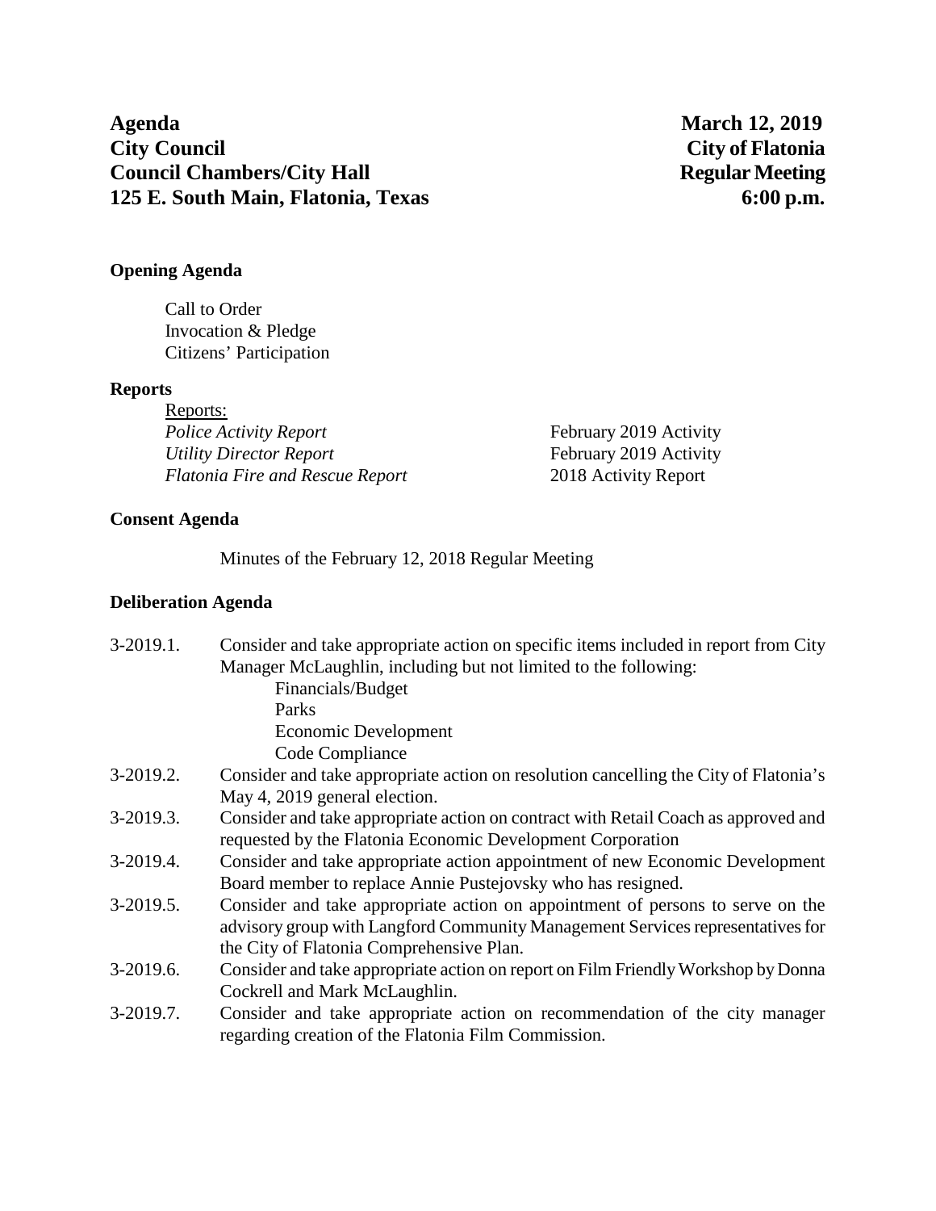**Agenda** **March 12, 2019**
**City Council** **City of Flatonia**
**Council Chambers/City Hall** **Regular Meeting**
**125 E. South Main, Flatonia, Texas** **6:00 p.m.**

**Opening Agenda**

Call to Order
Invocation & Pledge
Citizens' Participation

**Reports**

Reports:

| | |
|---|---|
| *Police Activity Report* | February 2019 Activity |
| *Utility Director Report* | February 2019 Activity |
| *Flatonia Fire and Rescue Report* | 2018 Activity Report |

**Consent Agenda**

Minutes of the February 12, 2018 Regular Meeting

**Deliberation Agenda**

3-2019.1. Consider and take appropriate action on specific items included in report from City Manager McLaughlin, including but not limited to the following:
- Financials/Budget
- Parks
- Economic Development
- Code Compliance

3-2019.2. Consider and take appropriate action on resolution cancelling the City of Flatonia's May 4, 2019 general election.

3-2019.3. Consider and take appropriate action on contract with Retail Coach as approved and requested by the Flatonia Economic Development Corporation

3-2019.4. Consider and take appropriate action appointment of new Economic Development Board member to replace Annie Pustejovsky who has resigned.

3-2019.5. Consider and take appropriate action on appointment of persons to serve on the advisory group with Langford Community Management Services representatives for the City of Flatonia Comprehensive Plan.

3-2019.6. Consider and take appropriate action on report on Film Friendly Workshop by Donna Cockrell and Mark McLaughlin.

3-2019.7. Consider and take appropriate action on recommendation of the city manager regarding creation of the Flatonia Film Commission.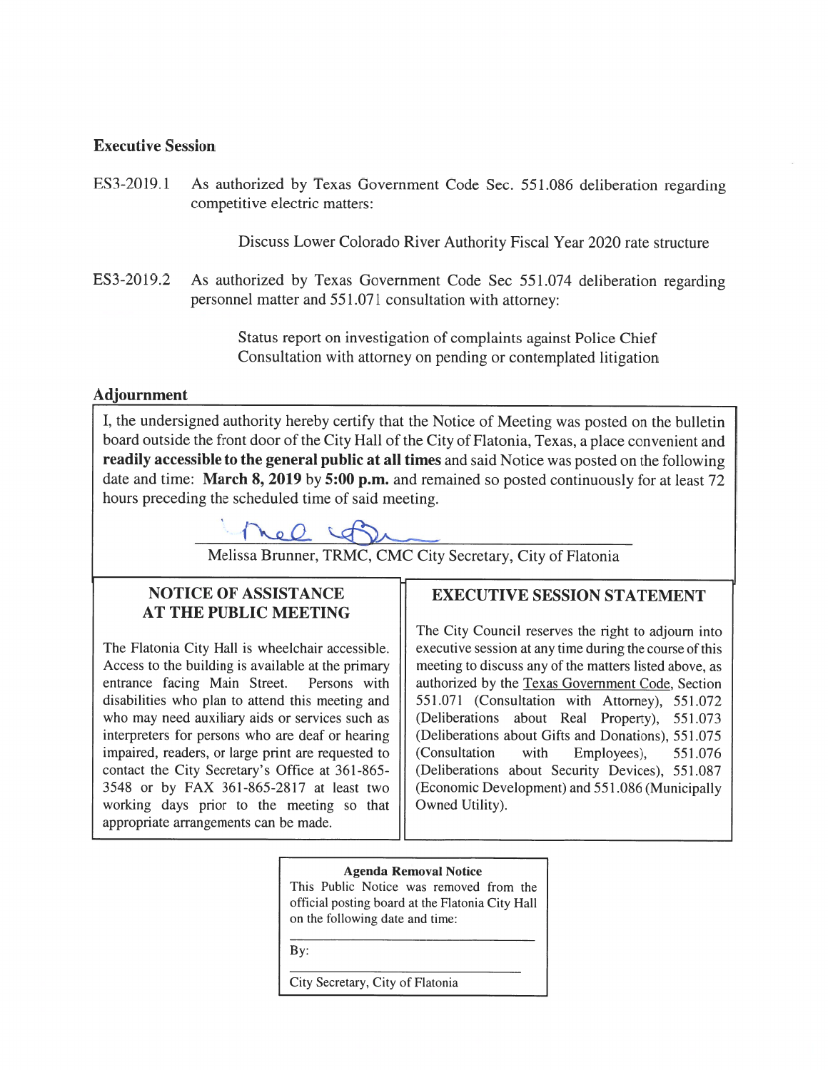## Executive Session

ES3-2019.1 As authorized by Texas Government Code Sec. 551.086 deliberation regarding competitive electric matters:

Discuss Lower Colorado River Authority Fiscal Year 2020 rate structure

ES3-2019.2 As authorized by Texas Government Code Sec 551.074 deliberation regarding personnel matter and 551.071 consultation with attorney:

Status report on investigation of complaints against Police Chief
Consultation with attorney on pending or contemplated litigation

## Adjournment

I, the undersigned authority hereby certify that the Notice of Meeting was posted on the bulletin board outside the front door of the City Hall of the City of Flatonia, Texas, a place convenient and **readily accessible to the general public at all times** and said Notice was posted on the following date and time: **March 8, 2019** by **5:00 p.m.** and remained so posted continuously for at least 72 hours preceding the scheduled time of said meeting.

Melissa Brunner, TRMC, CMC City Secretary, City of Flatonia

### NOTICE OF ASSISTANCE AT THE PUBLIC MEETING

The Flatonia City Hall is wheelchair accessible. Access to the building is available at the primary entrance facing Main Street. Persons with disabilities who plan to attend this meeting and who may need auxiliary aids or services such as interpreters for persons who are deaf or hearing impaired, readers, or large print are requested to contact the City Secretary's Office at 361-865-3548 or by FAX 361-865-2817 at least two working days prior to the meeting so that appropriate arrangements can be made.

### EXECUTIVE SESSION STATEMENT

The City Council reserves the right to adjourn into executive session at any time during the course of this meeting to discuss any of the matters listed above, as authorized by the Texas Government Code, Section 551.071 (Consultation with Attorney), 551.072 (Deliberations about Real Property), 551.073 (Deliberations about Gifts and Donations), 551.075 (Consultation with Employees), 551.076 (Deliberations about Security Devices), 551.087 (Economic Development) and 551.086 (Municipally Owned Utility).

**Agenda Removal Notice**

This Public Notice was removed from the official posting board at the Flatonia City Hall on the following date and time:

______________________________

By:

______________________________

City Secretary, City of Flatonia